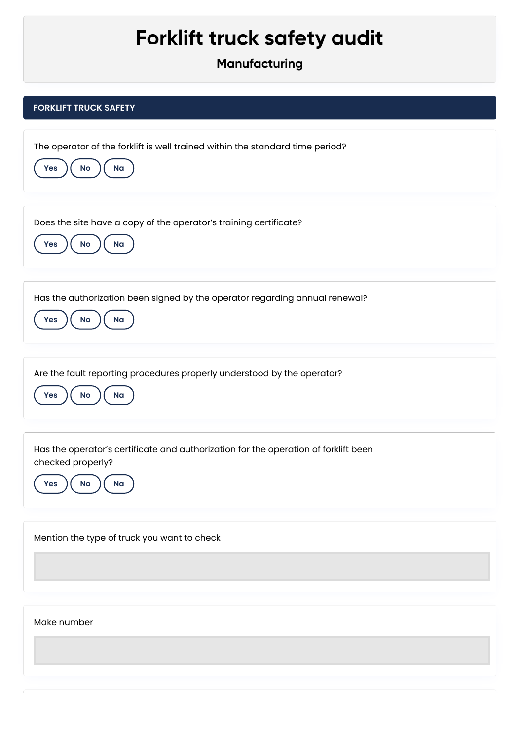# Forklift truck safety audit

## Manufacturing

### FORKLIFT TRUCK SAFETY

The operator of the forklift is well trained within the standard time period?

Yes No Na

Does the site have a copy of the operator's training certificate?

Yes No Na

Has the authorization been signed by the operator regarding annual renewal?

Yes No Na

Are the fault reporting procedures properly understood by the operator?

Yes No Na

Has the operator's certificate and authorization for the operation of forklift been checked properly?

Yes No Na

Mention the type of truck you want to check

Make number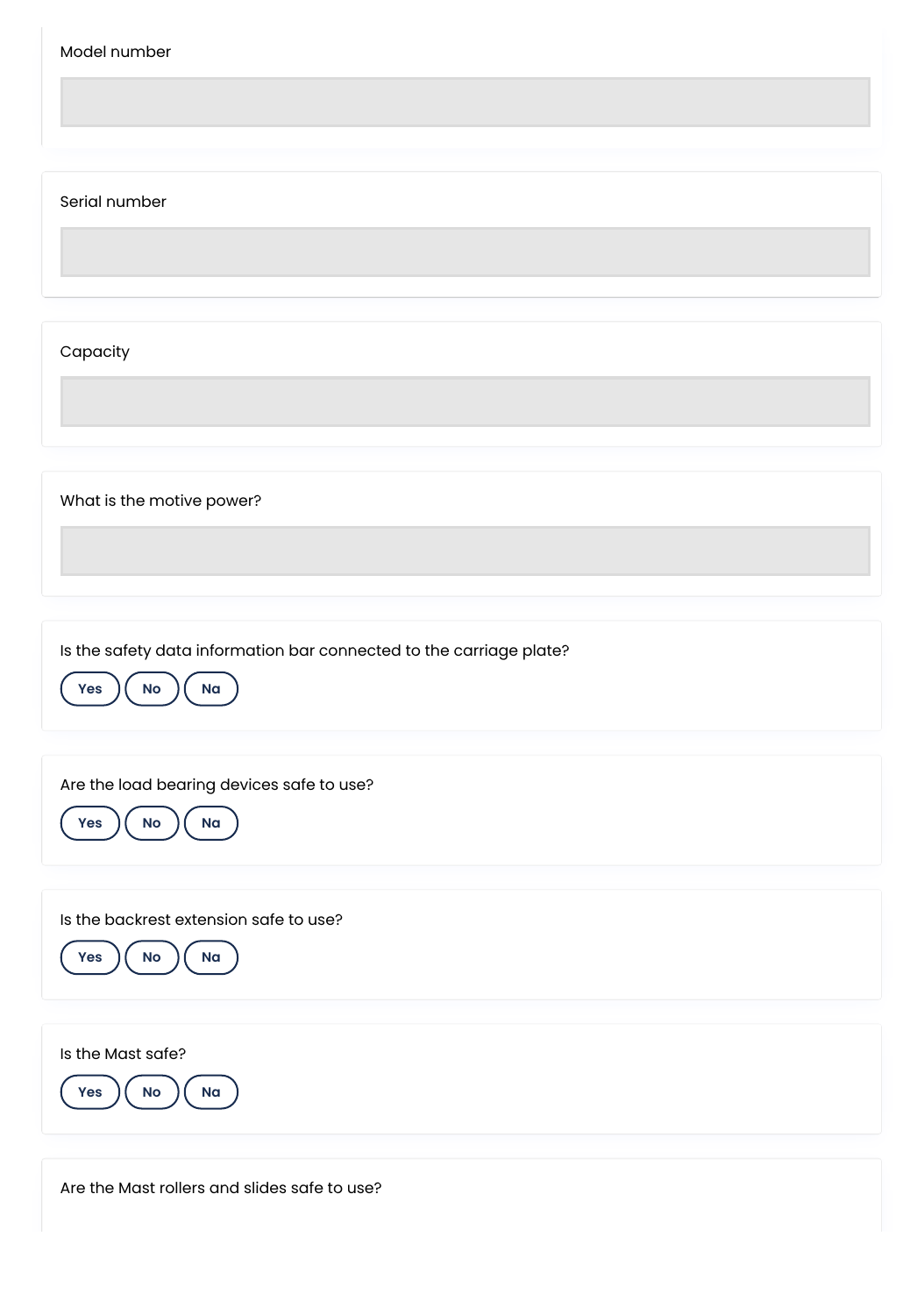Model number

Serial number

Capacity

What is the motive power?

Is the safety data information bar connected to the carriage plate?

Yes No Na

Are the load bearing devices safe to use?

Yes No Na

Is the backrest extension safe to use?

Yes No Na

Is the Mast safe?

Yes No Na

Are the Mast rollers and slides safe to use?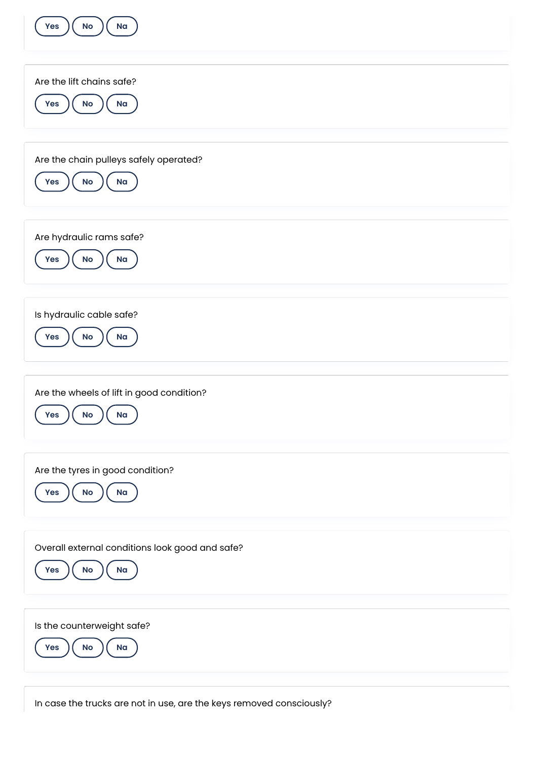Yes No Na

Are the lift chains safe?

Yes No Na

Are the chain pulleys safely operated?

Yes No Na

Are hydraulic rams safe?

Yes No Na

Is hydraulic cable safe?

Yes No Na

Are the wheels of lift in good condition?

Yes No Na

Are the tyres in good condition?

Yes No Na

Overall external conditions look good and safe?

Yes No Na

Is the counterweight safe?

Yes No Na

In case the trucks are not in use, are the keys removed consciously?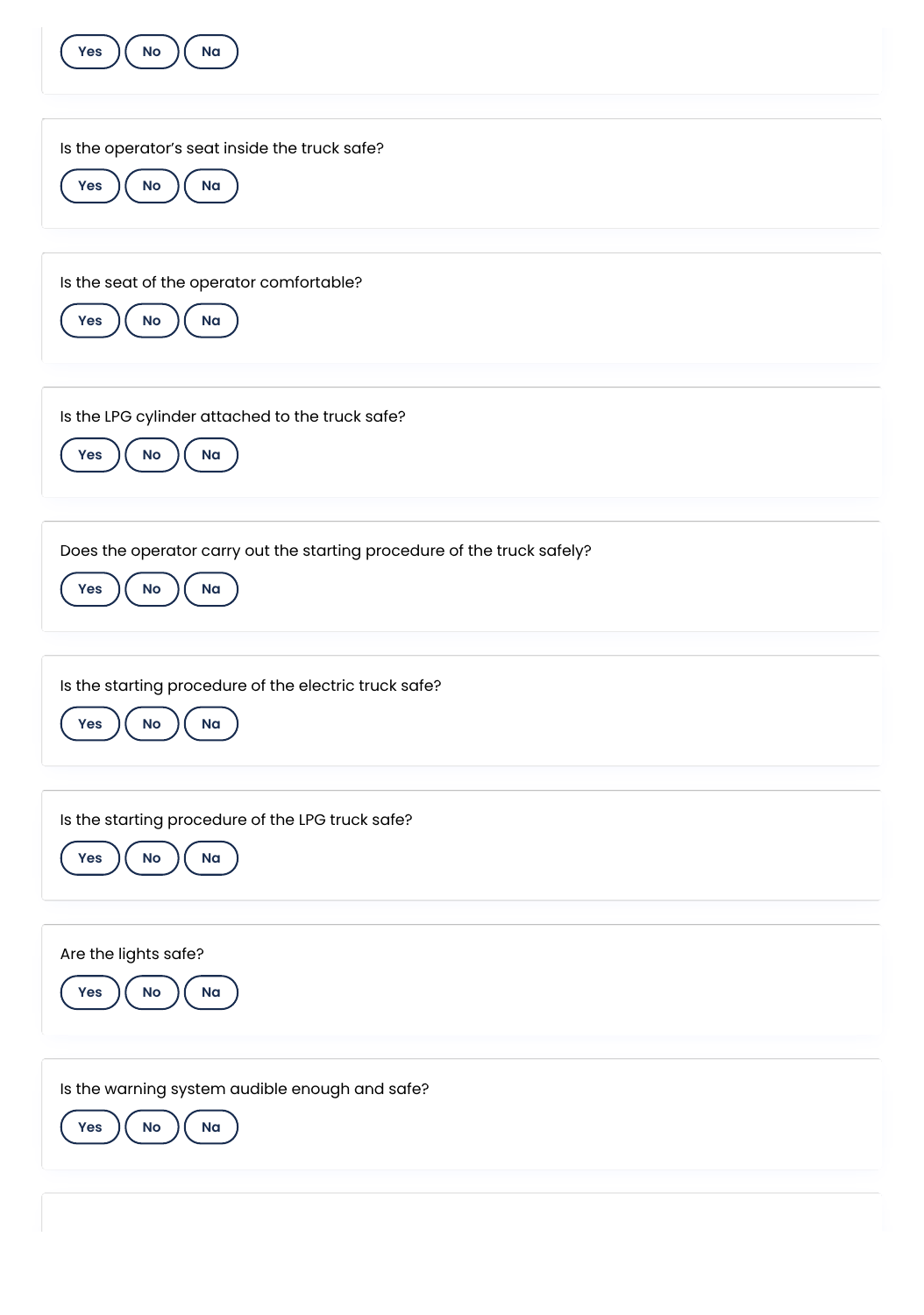Yes No Na

Is the operator's seat inside the truck safe?

Yes No Na

Is the seat of the operator comfortable?

Yes No Na

Is the LPG cylinder attached to the truck safe?

Yes No Na

Does the operator carry out the starting procedure of the truck safely?

Yes No Na

Is the starting procedure of the electric truck safe?

Yes No Na

Is the starting procedure of the LPG truck safe?

Yes No Na

Are the lights safe?

Yes No Na

Is the warning system audible enough and safe?

Yes No Na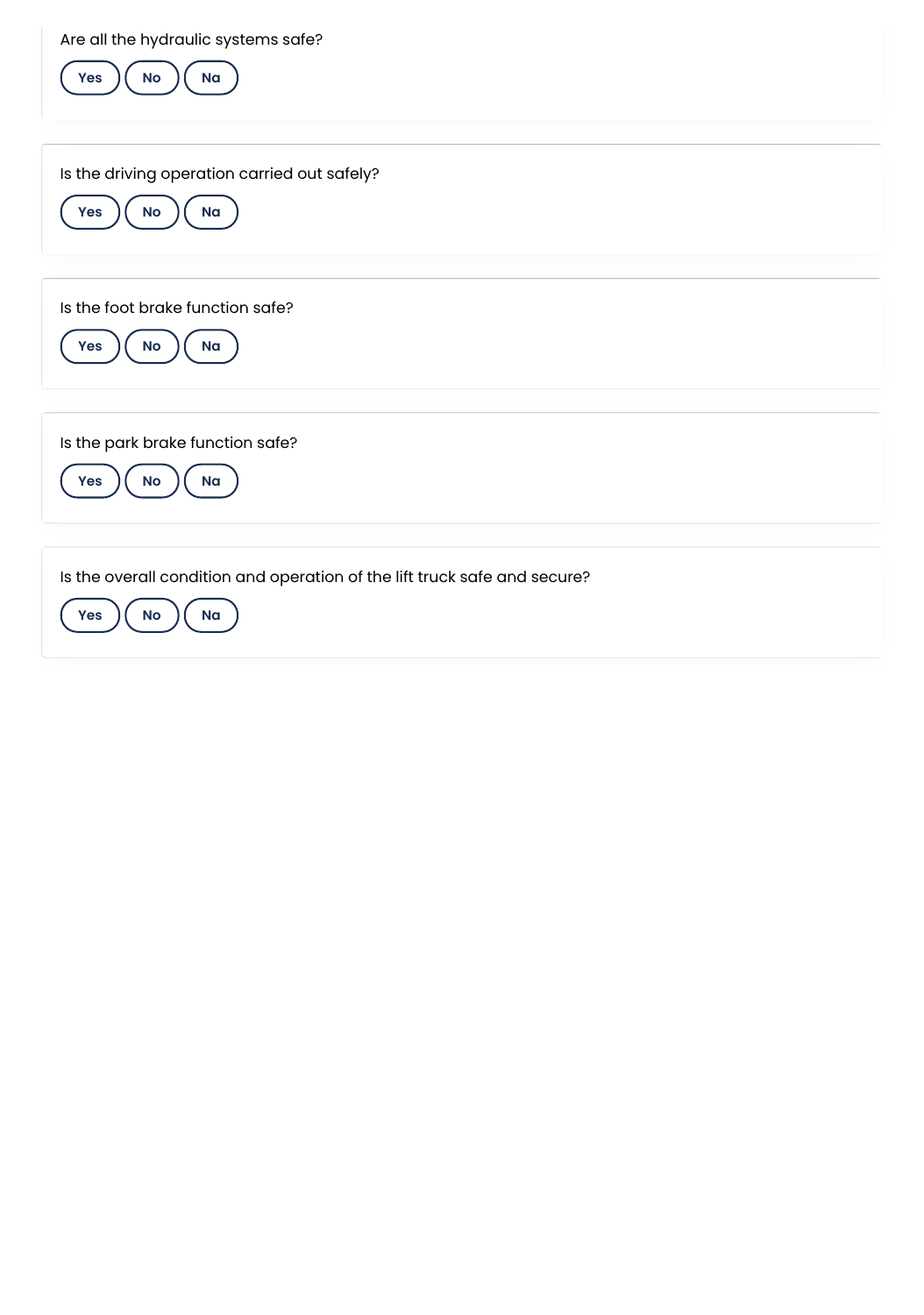Are all the hydraulic systems safe?

Yes No Na

Is the driving operation carried out safely?

Yes No Na

Is the foot brake function safe?

Yes No Na

Is the park brake function safe?

Yes No Na

Is the overall condition and operation of the lift truck safe and secure?

Yes No Na